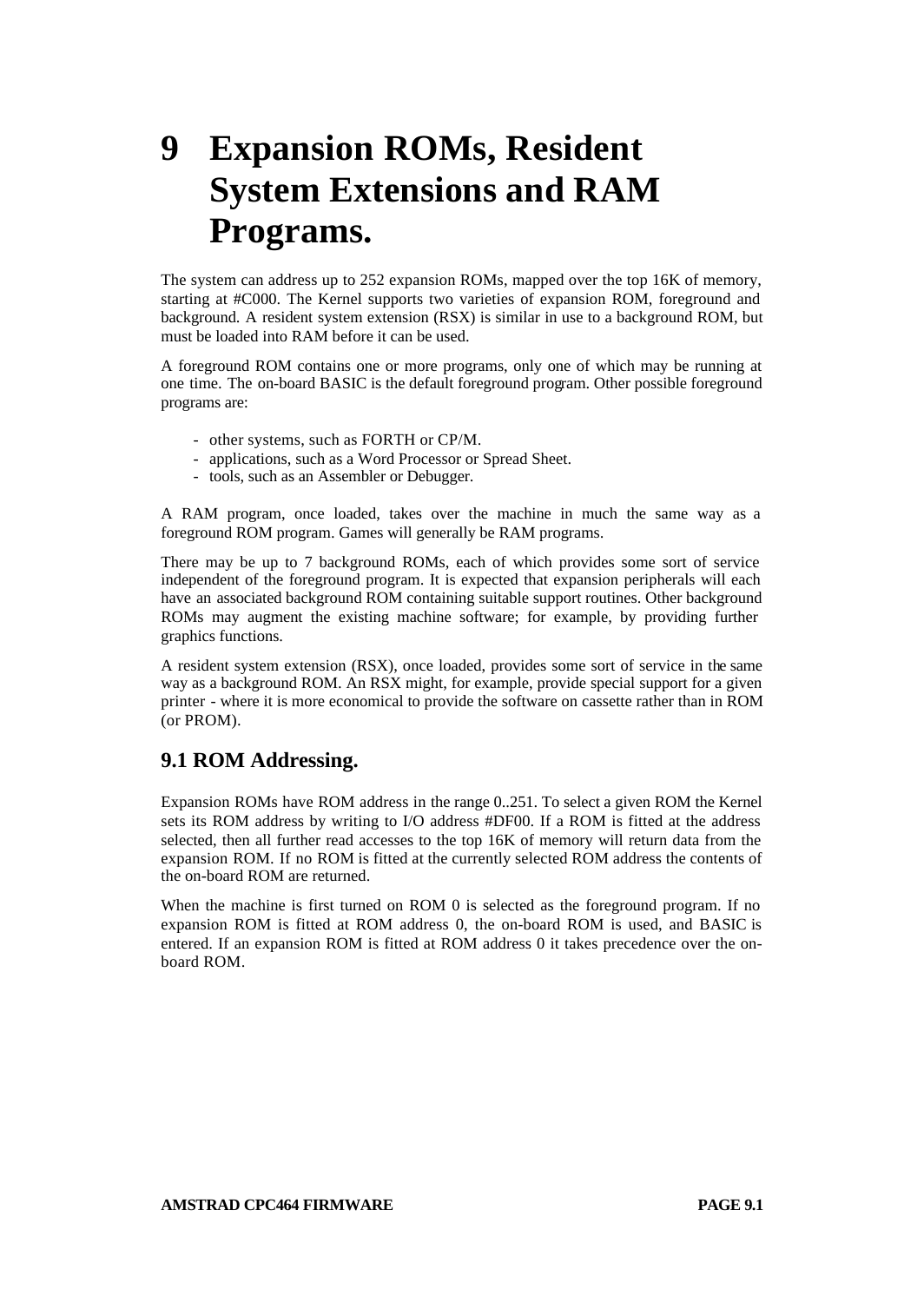# 9 Expansion ROMs, Resident System Extensions and RAM Programs.

The system can address up to 252 expansion ROMs, mapped over the top 16K of memory, starting at #C000. The Kernel supports two varieties of expansion ROM, foreground and background. A resident system extension (RSX) is similar in use to a background ROM, but must be loaded into RAM before it can be used.

A foreground ROM contains one or more programs, only one of which may be running at one time. The on-board BASIC is the default foreground program. Other possible foreground programs are:

- other systems, such as FORTH or CP/M.
- applications, such as a Word Processor or Spread Sheet.
- tools, such as an Assembler or Debugger.

A RAM program, once loaded, takes over the machine in much the same way as a foreground ROM program. Games will generally be RAM programs.

There may be up to 7 background ROMs, each of which provides some sort of service independent of the foreground program. It is expected that expansion peripherals will each have an associated background ROM containing suitable support routines. Other background ROMs may augment the existing machine software; for example, by providing further graphics functions.

A resident system extension (RSX), once loaded, provides some sort of service in the same way as a background ROM. An RSX might, for example, provide special support for a given printer - where it is more economical to provide the software on cassette rather than in ROM (or PROM).

## 9.1 ROM Addressing.

Expansion ROMs have ROM address in the range 0..251. To select a given ROM the Kernel sets its ROM address by writing to I/O address #DF00. If a ROM is fitted at the address selected, then all further read accesses to the top 16K of memory will return data from the expansion ROM. If no ROM is fitted at the currently selected ROM address the contents of the on-board ROM are returned.

When the machine is first turned on ROM 0 is selected as the foreground program. If no expansion ROM is fitted at ROM address 0, the on-board ROM is used, and BASIC is entered. If an expansion ROM is fitted at ROM address 0 it takes precedence over the on-board ROM.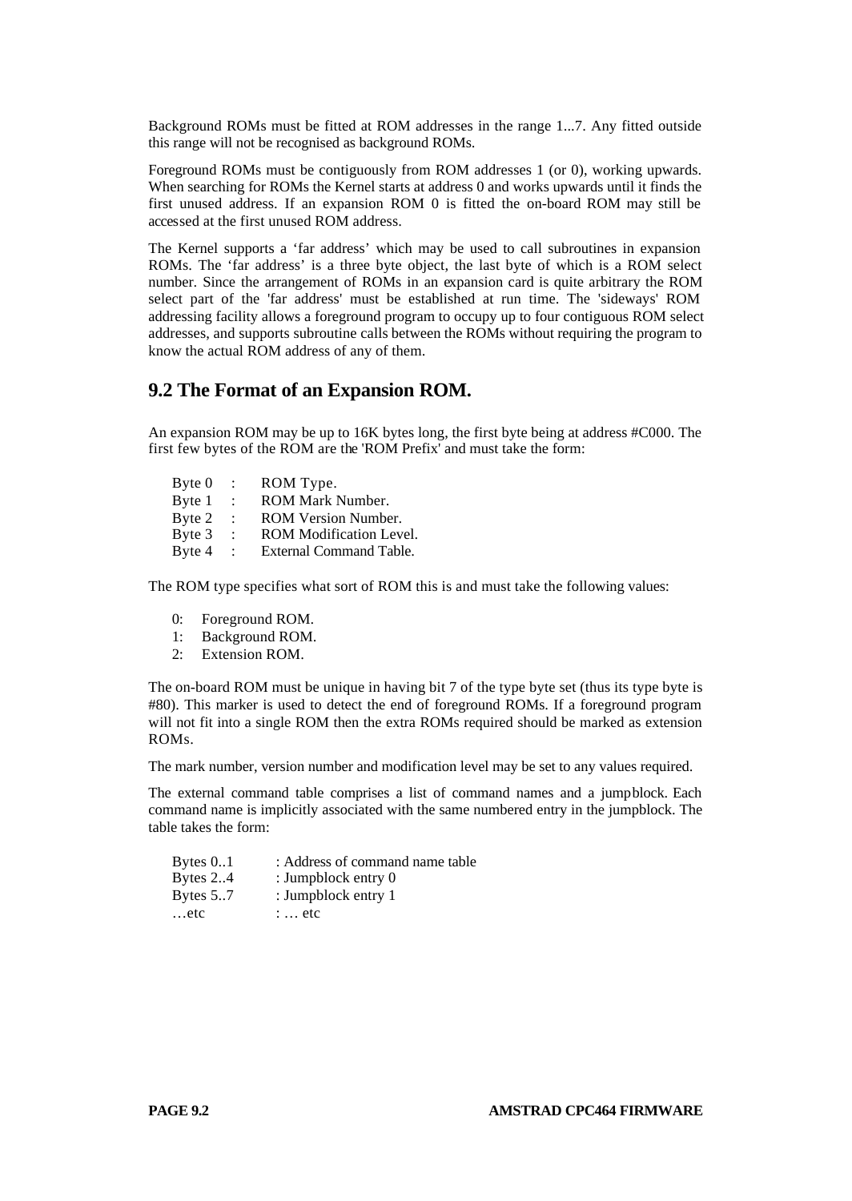Background ROMs must be fitted at ROM addresses in the range 1...7. Any fitted outside this range will not be recognised as background ROMs.

Foreground ROMs must be contiguously from ROM addresses 1 (or 0), working upwards. When searching for ROMs the Kernel starts at address 0 and works upwards until it finds the first unused address. If an expansion ROM 0 is fitted the on-board ROM may still be accessed at the first unused ROM address.

The Kernel supports a 'far address' which may be used to call subroutines in expansion ROMs. The 'far address' is a three byte object, the last byte of which is a ROM select number. Since the arrangement of ROMs in an expansion card is quite arbitrary the ROM select part of the 'far address' must be established at run time. The 'sideways' ROM addressing facility allows a foreground program to occupy up to four contiguous ROM select addresses, and supports subroutine calls between the ROMs without requiring the program to know the actual ROM address of any of them.

## 9.2 The Format of an Expansion ROM.

An expansion ROM may be up to 16K bytes long, the first byte being at address #C000. The first few bytes of the ROM are the 'ROM Prefix' and must take the form:

```
Byte 0  :  ROM Type.
Byte 1  :  ROM Mark Number.
Byte 2  :  ROM Version Number.
Byte 3  :  ROM Modification Level.
Byte 4  :  External Command Table.
```

The ROM type specifies what sort of ROM this is and must take the following values:

```
0:  Foreground ROM.
1:  Background ROM.
2:  Extension ROM.
```

The on-board ROM must be unique in having bit 7 of the type byte set (thus its type byte is #80). This marker is used to detect the end of foreground ROMs. If a foreground program will not fit into a single ROM then the extra ROMs required should be marked as extension ROMs.

The mark number, version number and modification level may be set to any values required.

The external command table comprises a list of command names and a jumpblock. Each command name is implicitly associated with the same numbered entry in the jumpblock. The table takes the form:

```
Bytes 0..1    : Address of command name table
Bytes 2..4    : Jumpblock entry 0
Bytes 5..7    : Jumpblock entry 1
…etc          : … etc
```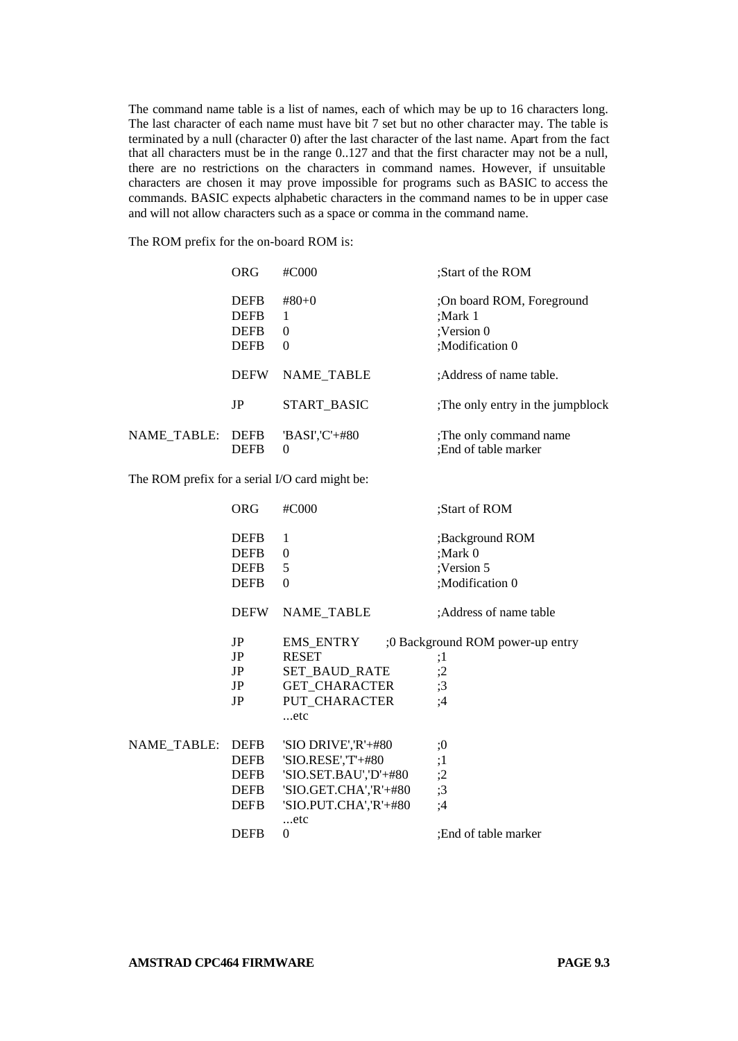The command name table is a list of names, each of which may be up to 16 characters long. The last character of each name must have bit 7 set but no other character may. The table is terminated by a null (character 0) after the last character of the last name. Apart from the fact that all characters must be in the range 0..127 and that the first character may not be a null, there are no restrictions on the characters in command names. However, if unsuitable characters are chosen it may prove impossible for programs such as BASIC to access the commands. BASIC expects alphabetic characters in the command names to be in upper case and will not allow characters such as a space or comma in the command name.

The ROM prefix for the on-board ROM is:

```
            ORG     #C000               ;Start of the ROM

            DEFB    #80+0               ;On board ROM, Foreground
            DEFB    1                   ;Mark 1
            DEFB    0                   ;Version 0
            DEFB    0                   ;Modification 0

            DEFW    NAME_TABLE          ;Address of name table.

            JP      START_BASIC         ;The only entry in the jumpblock

NAME_TABLE: DEFB    'BASI','C'+#80      ;The only command name
            DEFB    0                   ;End of table marker
```

The ROM prefix for a serial I/O card might be:

```
            ORG     #C000               ;Start of ROM

            DEFB    1                   ;Background ROM
            DEFB    0                   ;Mark 0
            DEFB    5                   ;Version 5
            DEFB    0                   ;Modification 0

            DEFW    NAME_TABLE          ;Address of name table

            JP      EMS_ENTRY       ;0 Background ROM power-up entry
            JP      RESET               ;1
            JP      SET_BAUD_RATE       ;2
            JP      GET_CHARACTER       ;3
            JP      PUT_CHARACTER       ;4
                    ...etc

NAME_TABLE: DEFB    'SIO DRIVE','R'+#80     ;0
            DEFB    'SIO.RESE','T'+#80      ;1
            DEFB    'SIO.SET.BAU','D'+#80   ;2
            DEFB    'SIO.GET.CHA','R'+#80   ;3
            DEFB    'SIO.PUT.CHA','R'+#80   ;4
                    ...etc
            DEFB    0                   ;End of table marker
```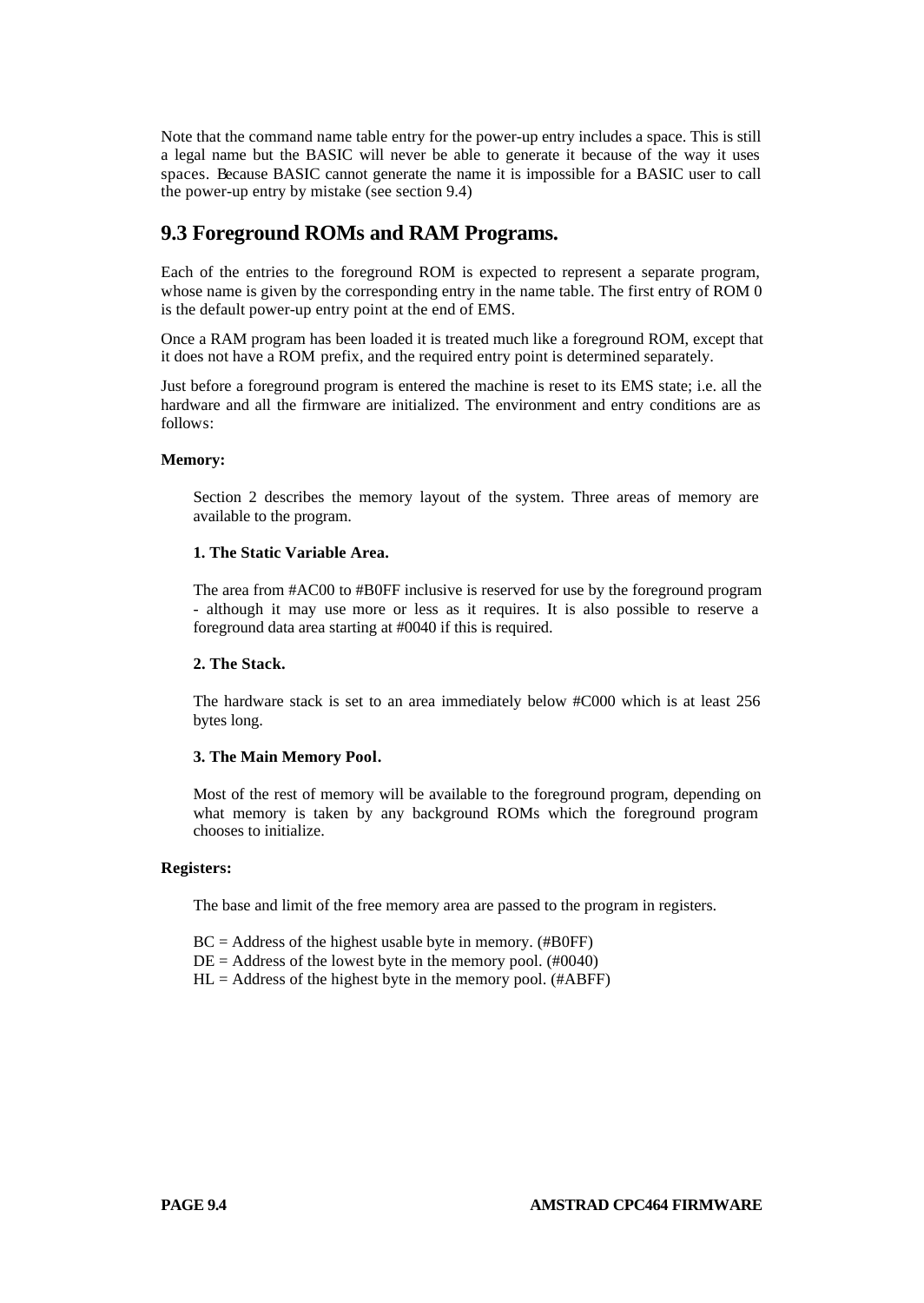Note that the command name table entry for the power-up entry includes a space. This is still a legal name but the BASIC will never be able to generate it because of the way it uses spaces. Because BASIC cannot generate the name it is impossible for a BASIC user to call the power-up entry by mistake (see section 9.4)

## 9.3 Foreground ROMs and RAM Programs.

Each of the entries to the foreground ROM is expected to represent a separate program, whose name is given by the corresponding entry in the name table. The first entry of ROM 0 is the default power-up entry point at the end of EMS.

Once a RAM program has been loaded it is treated much like a foreground ROM, except that it does not have a ROM prefix, and the required entry point is determined separately.

Just before a foreground program is entered the machine is reset to its EMS state; i.e. all the hardware and all the firmware are initialized. The environment and entry conditions are as follows:

**Memory:**

Section 2 describes the memory layout of the system. Three areas of memory are available to the program.

**1. The Static Variable Area.**

The area from #AC00 to #B0FF inclusive is reserved for use by the foreground program - although it may use more or less as it requires. It is also possible to reserve a foreground data area starting at #0040 if this is required.

**2. The Stack.**

The hardware stack is set to an area immediately below #C000 which is at least 256 bytes long.

**3. The Main Memory Pool.**

Most of the rest of memory will be available to the foreground program, depending on what memory is taken by any background ROMs which the foreground program chooses to initialize.

**Registers:**

The base and limit of the free memory area are passed to the program in registers.

BC = Address of the highest usable byte in memory. (#B0FF)
DE = Address of the lowest byte in the memory pool. (#0040)
HL = Address of the highest byte in the memory pool. (#ABFF)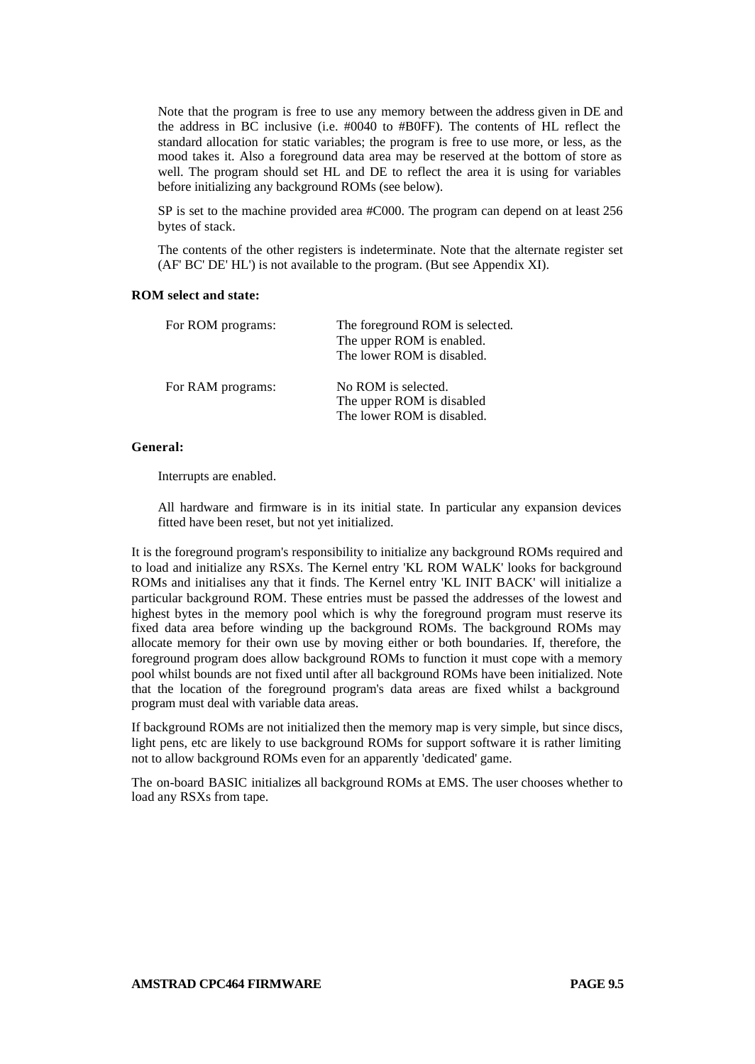Note that the program is free to use any memory between the address given in DE and the address in BC inclusive (i.e. #0040 to #B0FF). The contents of HL reflect the standard allocation for static variables; the program is free to use more, or less, as the mood takes it. Also a foreground data area may be reserved at the bottom of store as well. The program should set HL and DE to reflect the area it is using for variables before initializing any background ROMs (see below).

SP is set to the machine provided area #C000. The program can depend on at least 256 bytes of stack.

The contents of the other registers is indeterminate. Note that the alternate register set (AF' BC' DE' HL') is not available to the program. (But see Appendix XI).

**ROM select and state:**

| | |
|---|---|
| For ROM programs: | The foreground ROM is selected.<br>The upper ROM is enabled.<br>The lower ROM is disabled. |
| For RAM programs: | No ROM is selected.<br>The upper ROM is disabled<br>The lower ROM is disabled. |

**General:**

Interrupts are enabled.

All hardware and firmware is in its initial state. In particular any expansion devices fitted have been reset, but not yet initialized.

It is the foreground program's responsibility to initialize any background ROMs required and to load and initialize any RSXs. The Kernel entry 'KL ROM WALK' looks for background ROMs and initialises any that it finds. The Kernel entry 'KL INIT BACK' will initialize a particular background ROM. These entries must be passed the addresses of the lowest and highest bytes in the memory pool which is why the foreground program must reserve its fixed data area before winding up the background ROMs. The background ROMs may allocate memory for their own use by moving either or both boundaries. If, therefore, the foreground program does allow background ROMs to function it must cope with a memory pool whilst bounds are not fixed until after all background ROMs have been initialized. Note that the location of the foreground program's data areas are fixed whilst a background program must deal with variable data areas.

If background ROMs are not initialized then the memory map is very simple, but since discs, light pens, etc are likely to use background ROMs for support software it is rather limiting not to allow background ROMs even for an apparently 'dedicated' game.

The on-board BASIC initializes all background ROMs at EMS. The user chooses whether to load any RSXs from tape.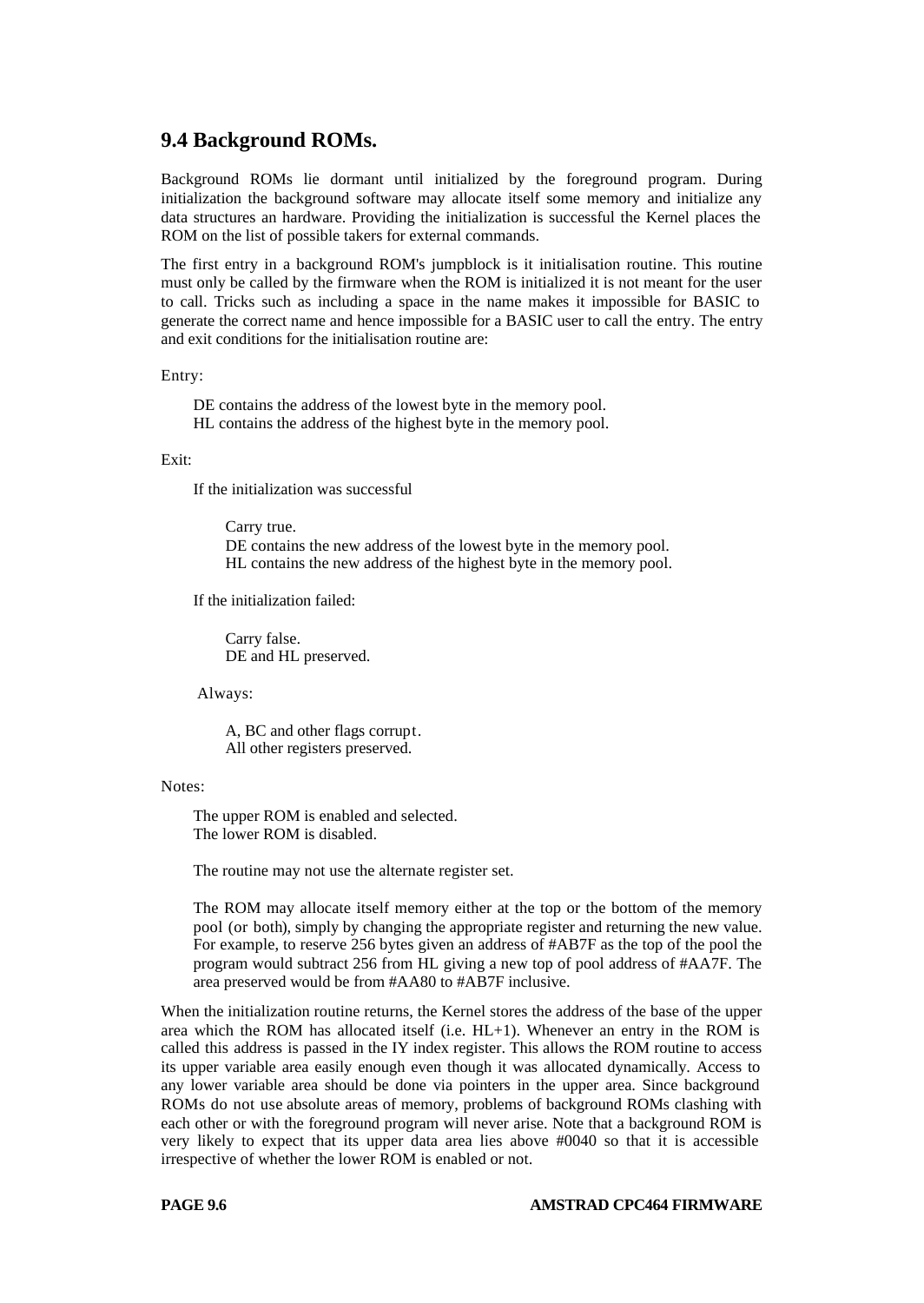## 9.4 Background ROMs.

Background ROMs lie dormant until initialized by the foreground program. During initialization the background software may allocate itself some memory and initialize any data structures an hardware. Providing the initialization is successful the Kernel places the ROM on the list of possible takers for external commands.

The first entry in a background ROM's jumpblock is it initialisation routine. This routine must only be called by the firmware when the ROM is initialized it is not meant for the user to call. Tricks such as including a space in the name makes it impossible for BASIC to generate the correct name and hence impossible for a BASIC user to call the entry. The entry and exit conditions for the initialisation routine are:

Entry:

> DE contains the address of the lowest byte in the memory pool.
> HL contains the address of the highest byte in the memory pool.

Exit:

> If the initialization was successful
>
> > Carry true.
> > DE contains the new address of the lowest byte in the memory pool.
> > HL contains the new address of the highest byte in the memory pool.
>
> If the initialization failed:
>
> > Carry false.
> > DE and HL preserved.
>
> Always:
>
> > A, BC and other flags corrupt.
> > All other registers preserved.

Notes:

> The upper ROM is enabled and selected.
> The lower ROM is disabled.
>
> The routine may not use the alternate register set.
>
> The ROM may allocate itself memory either at the top or the bottom of the memory pool (or both), simply by changing the appropriate register and returning the new value. For example, to reserve 256 bytes given an address of #AB7F as the top of the pool the program would subtract 256 from HL giving a new top of pool address of #AA7F. The area preserved would be from #AA80 to #AB7F inclusive.

When the initialization routine returns, the Kernel stores the address of the base of the upper area which the ROM has allocated itself (i.e. HL+1). Whenever an entry in the ROM is called this address is passed in the IY index register. This allows the ROM routine to access its upper variable area easily enough even though it was allocated dynamically. Access to any lower variable area should be done via pointers in the upper area. Since background ROMs do not use absolute areas of memory, problems of background ROMs clashing with each other or with the foreground program will never arise. Note that a background ROM is very likely to expect that its upper data area lies above #0040 so that it is accessible irrespective of whether the lower ROM is enabled or not.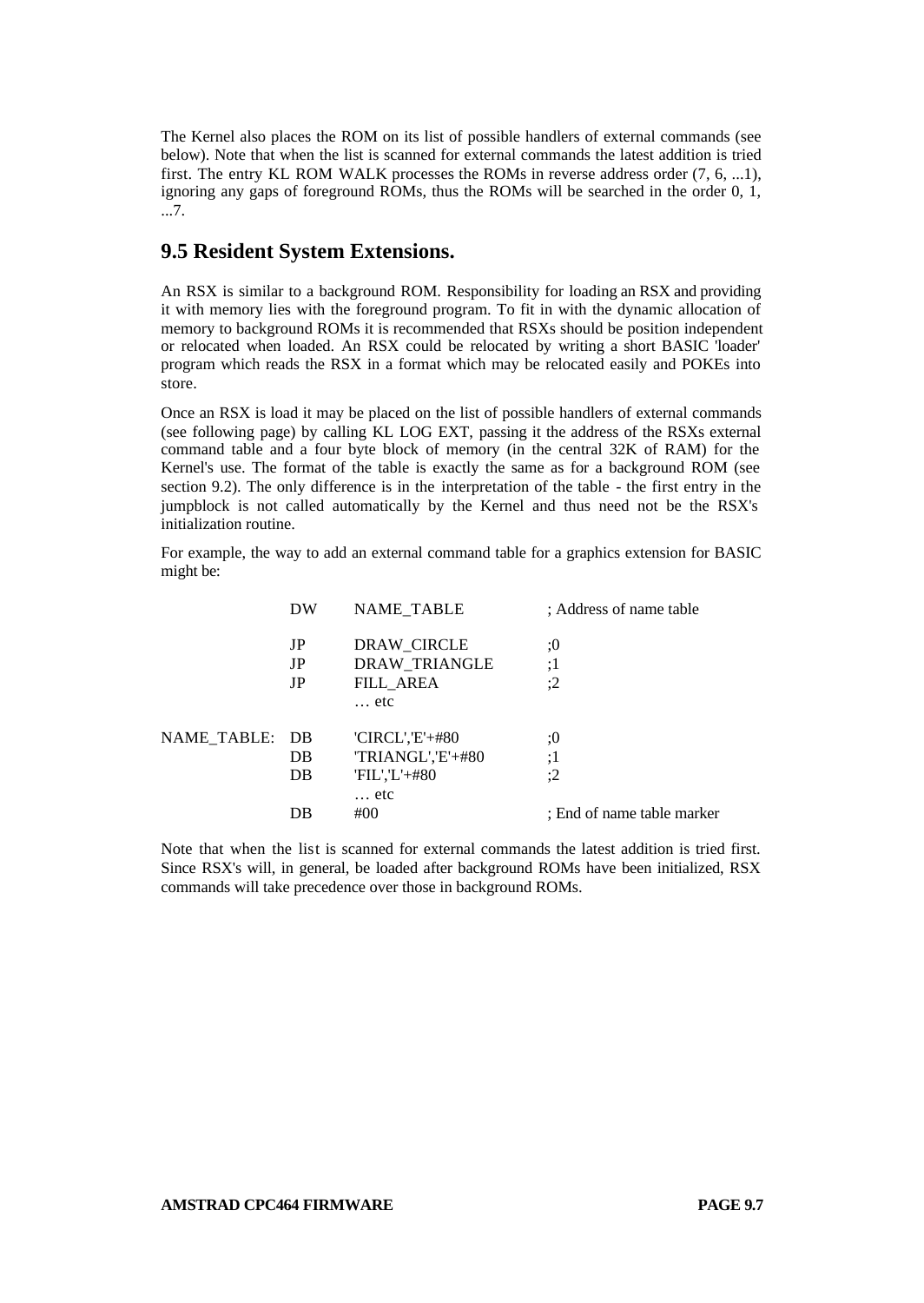The Kernel also places the ROM on its list of possible handlers of external commands (see below). Note that when the list is scanned for external commands the latest addition is tried first. The entry KL ROM WALK processes the ROMs in reverse address order (7, 6, ...1), ignoring any gaps of foreground ROMs, thus the ROMs will be searched in the order 0, 1, ...7.

## 9.5 Resident System Extensions.

An RSX is similar to a background ROM. Responsibility for loading an RSX and providing it with memory lies with the foreground program. To fit in with the dynamic allocation of memory to background ROMs it is recommended that RSXs should be position independent or relocated when loaded. An RSX could be relocated by writing a short BASIC 'loader' program which reads the RSX in a format which may be relocated easily and POKEs into store.

Once an RSX is load it may be placed on the list of possible handlers of external commands (see following page) by calling KL LOG EXT, passing it the address of the RSXs external command table and a four byte block of memory (in the central 32K of RAM) for the Kernel's use. The format of the table is exactly the same as for a background ROM (see section 9.2). The only difference is in the interpretation of the table - the first entry in the jumpblock is not called automatically by the Kernel and thus need not be the RSX's initialization routine.

For example, the way to add an external command table for a graphics extension for BASIC might be:

```
            DW      NAME_TABLE          ; Address of name table

            JP      DRAW_CIRCLE         ;0
            JP      DRAW_TRIANGLE       ;1
            JP      FILL_AREA           ;2
                    … etc

NAME_TABLE: DB      'CIRCL','E'+#80     ;0
            DB      'TRIANGL','E'+#80   ;1
            DB      'FIL','L'+#80       ;2
                    … etc
            DB      #00                 ; End of name table marker
```

Note that when the list is scanned for external commands the latest addition is tried first. Since RSX's will, in general, be loaded after background ROMs have been initialized, RSX commands will take precedence over those in background ROMs.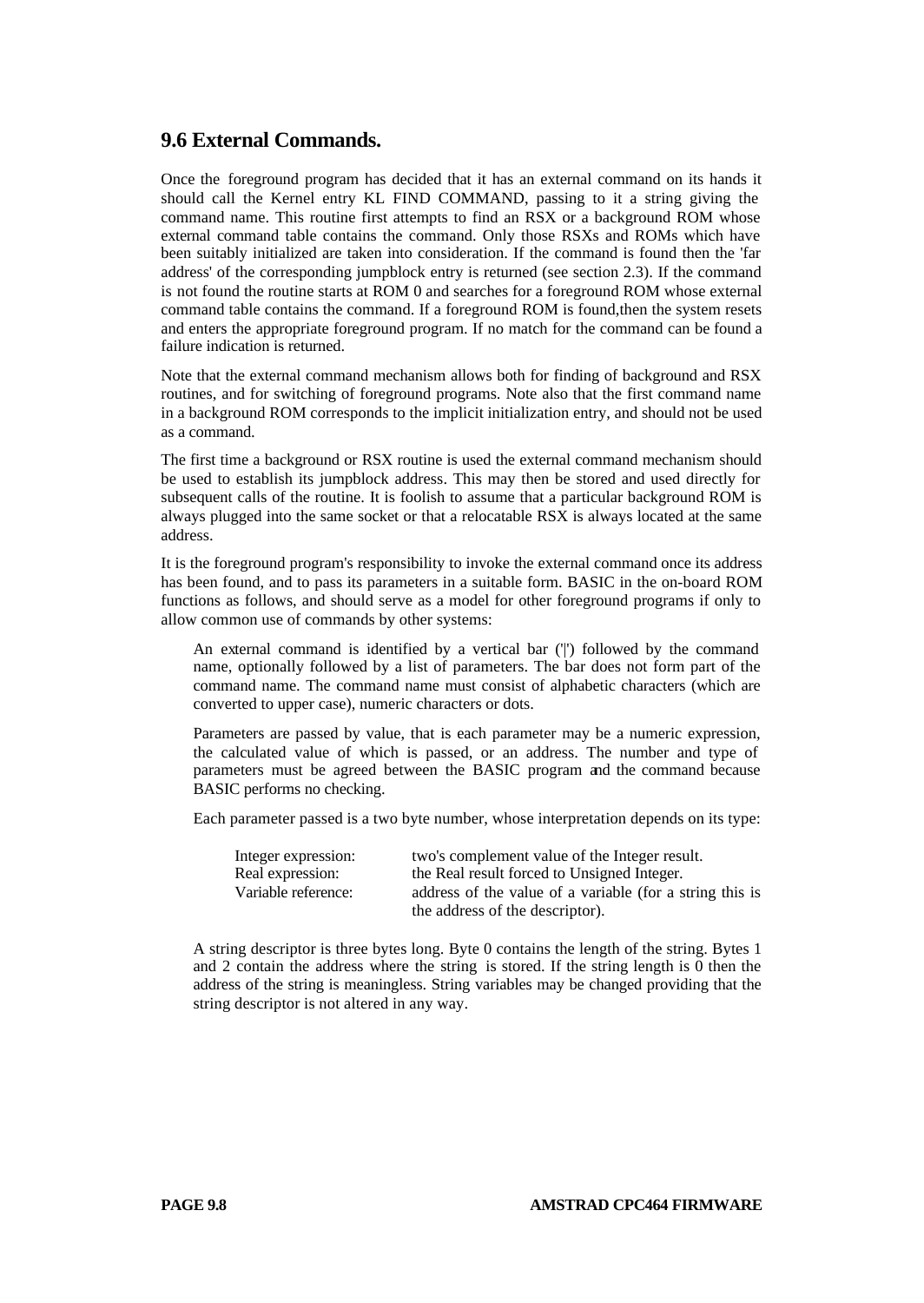## 9.6 External Commands.

Once the foreground program has decided that it has an external command on its hands it should call the Kernel entry KL FIND COMMAND, passing to it a string giving the command name. This routine first attempts to find an RSX or a background ROM whose external command table contains the command. Only those RSXs and ROMs which have been suitably initialized are taken into consideration. If the command is found then the 'far address' of the corresponding jumpblock entry is returned (see section 2.3). If the command is not found the routine starts at ROM 0 and searches for a foreground ROM whose external command table contains the command. If a foreground ROM is found,then the system resets and enters the appropriate foreground program. If no match for the command can be found a failure indication is returned.

Note that the external command mechanism allows both for finding of background and RSX routines, and for switching of foreground programs. Note also that the first command name in a background ROM corresponds to the implicit initialization entry, and should not be used as a command.

The first time a background or RSX routine is used the external command mechanism should be used to establish its jumpblock address. This may then be stored and used directly for subsequent calls of the routine. It is foolish to assume that a particular background ROM is always plugged into the same socket or that a relocatable RSX is always located at the same address.

It is the foreground program's responsibility to invoke the external command once its address has been found, and to pass its parameters in a suitable form. BASIC in the on-board ROM functions as follows, and should serve as a model for other foreground programs if only to allow common use of commands by other systems:

> An external command is identified by a vertical bar ('|') followed by the command name, optionally followed by a list of parameters. The bar does not form part of the command name. The command name must consist of alphabetic characters (which are converted to upper case), numeric characters or dots.
>
> Parameters are passed by value, that is each parameter may be a numeric expression, the calculated value of which is passed, or an address. The number and type of parameters must be agreed between the BASIC program and the command because BASIC performs no checking.
>
> Each parameter passed is a two byte number, whose interpretation depends on its type:
>
> | | |
> |---|---|
> | Integer expression: | two's complement value of the Integer result. |
> | Real expression: | the Real result forced to Unsigned Integer. |
> | Variable reference: | address of the value of a variable (for a string this is the address of the descriptor). |
>
> A string descriptor is three bytes long. Byte 0 contains the length of the string. Bytes 1 and 2 contain the address where the string is stored. If the string length is 0 then the address of the string is meaningless. String variables may be changed providing that the string descriptor is not altered in any way.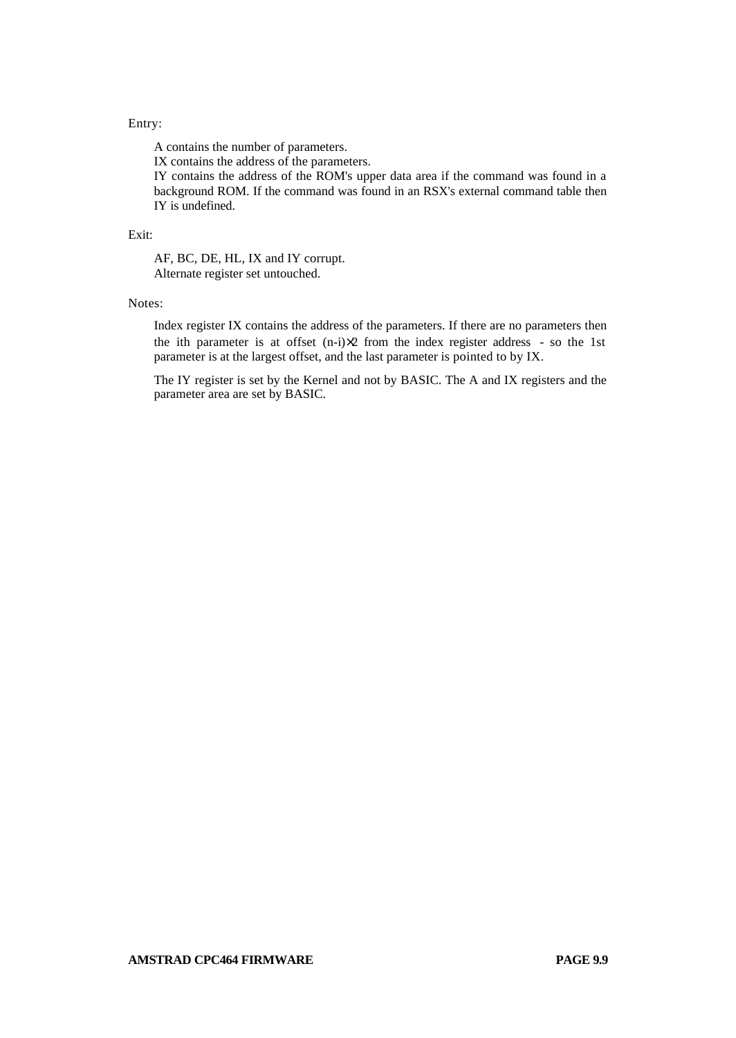Entry:

A contains the number of parameters.
IX contains the address of the parameters.
IY contains the address of the ROM's upper data area if the command was found in a background ROM. If the command was found in an RSX's external command table then IY is undefined.

Exit:

AF, BC, DE, HL, IX and IY corrupt.
Alternate register set untouched.

Notes:

Index register IX contains the address of the parameters. If there are no parameters then the ith parameter is at offset $(n-i)\times 2$ from the index register address - so the 1st parameter is at the largest offset, and the last parameter is pointed to by IX.

The IY register is set by the Kernel and not by BASIC. The A and IX registers and the parameter area are set by BASIC.